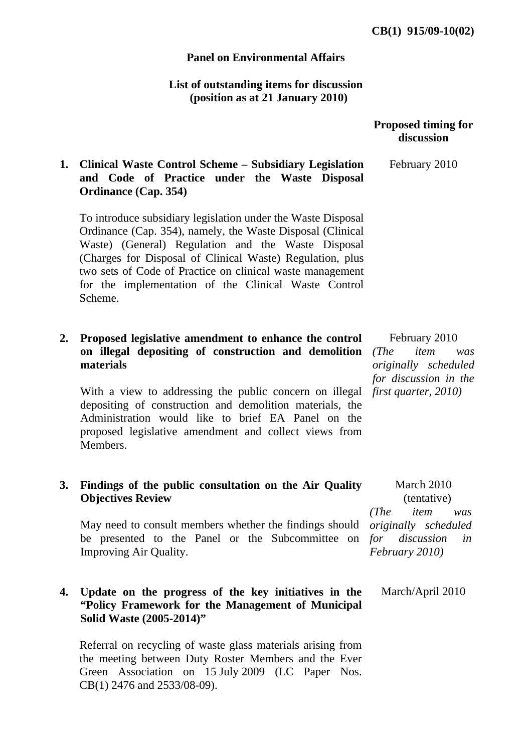CB(1) 915/09-10(02)

**Panel on Environmental Affairs**

**List of outstanding items for discussion (position as at 21 January 2010)**

| | Proposed timing for discussion |
|---|---|
| **1. Clinical Waste Control Scheme – Subsidiary Legislation and Code of Practice under the Waste Disposal Ordinance (Cap. 354)**<br><br>To introduce subsidiary legislation under the Waste Disposal Ordinance (Cap. 354), namely, the Waste Disposal (Clinical Waste) (General) Regulation and the Waste Disposal (Charges for Disposal of Clinical Waste) Regulation, plus two sets of Code of Practice on clinical waste management for the implementation of the Clinical Waste Control Scheme. | February 2010 |
| **2. Proposed legislative amendment to enhance the control on illegal depositing of construction and demolition materials**<br><br>With a view to addressing the public concern on illegal depositing of construction and demolition materials, the Administration would like to brief EA Panel on the proposed legislative amendment and collect views from Members. | February 2010<br>*(The item was originally scheduled for discussion in the first quarter, 2010)* |
| **3. Findings of the public consultation on the Air Quality Objectives Review**<br><br>May need to consult members whether the findings should be presented to the Panel or the Subcommittee on Improving Air Quality. | March 2010<br>(tentative)<br>*(The item was originally scheduled for discussion in February 2010)* |
| **4. Update on the progress of the key initiatives in the "Policy Framework for the Management of Municipal Solid Waste (2005-2014)"**<br><br>Referral on recycling of waste glass materials arising from the meeting between Duty Roster Members and the Ever Green Association on 15 July 2009 (LC Paper Nos. CB(1) 2476 and 2533/08-09). | March/April 2010 |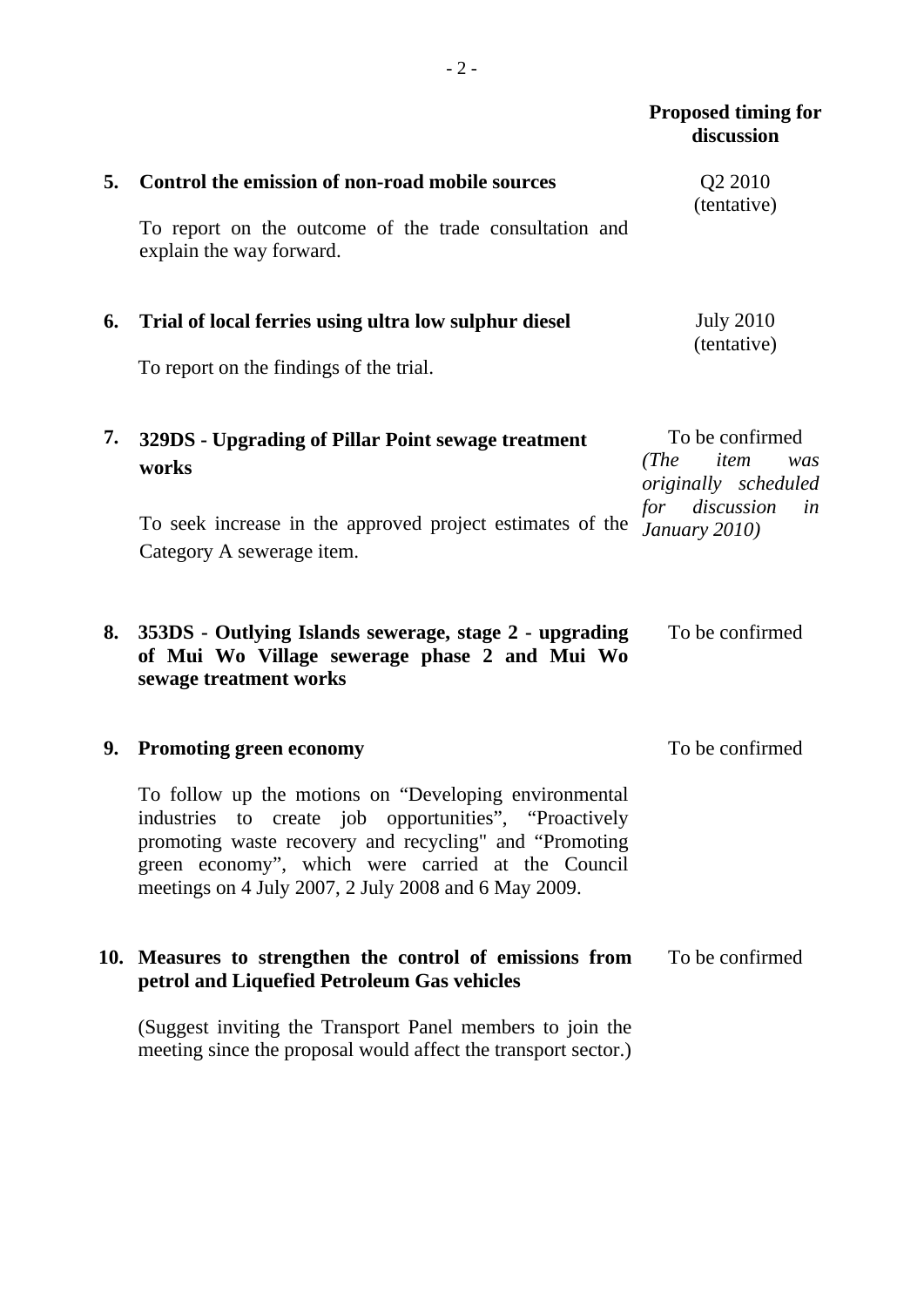| | | Proposed timing for discussion |
|---|---|---|
| **5.** | **Control the emission of non-road mobile sources**<br><br>To report on the outcome of the trade consultation and explain the way forward. | Q2 2010 (tentative) |
| **6.** | **Trial of local ferries using ultra low sulphur diesel**<br><br>To report on the findings of the trial. | July 2010 (tentative) |
| **7.** | **329DS - Upgrading of Pillar Point sewage treatment works**<br><br>To seek increase in the approved project estimates of the Category A sewerage item. | To be confirmed *(The item was originally scheduled for discussion in January 2010)* |
| **8.** | **353DS - Outlying Islands sewerage, stage 2 - upgrading of Mui Wo Village sewerage phase 2 and Mui Wo sewage treatment works** | To be confirmed |
| **9.** | **Promoting green economy**<br><br>To follow up the motions on "Developing environmental industries to create job opportunities", "Proactively promoting waste recovery and recycling" and "Promoting green economy", which were carried at the Council meetings on 4 July 2007, 2 July 2008 and 6 May 2009. | To be confirmed |
| **10.** | **Measures to strengthen the control of emissions from petrol and Liquefied Petroleum Gas vehicles**<br><br>(Suggest inviting the Transport Panel members to join the meeting since the proposal would affect the transport sector.) | To be confirmed |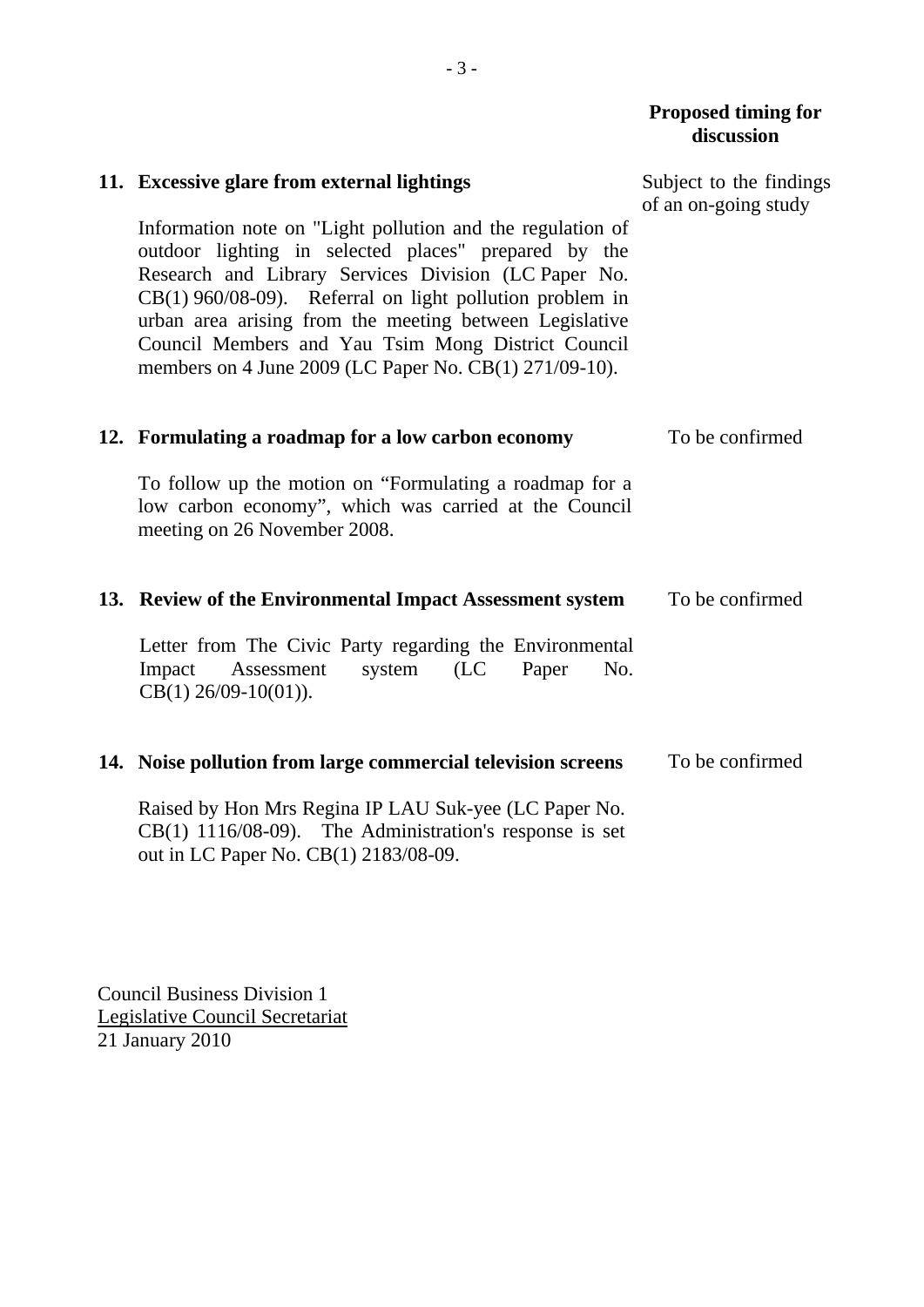| | Proposed timing for discussion |
|---|---|
| **11. Excessive glare from external lightings**<br><br>Information note on "Light pollution and the regulation of outdoor lighting in selected places" prepared by the Research and Library Services Division (LC Paper No. CB(1) 960/08-09). Referral on light pollution problem in urban area arising from the meeting between Legislative Council Members and Yau Tsim Mong District Council members on 4 June 2009 (LC Paper No. CB(1) 271/09-10). | Subject to the findings of an on-going study |
| **12. Formulating a roadmap for a low carbon economy**<br><br>To follow up the motion on "Formulating a roadmap for a low carbon economy", which was carried at the Council meeting on 26 November 2008. | To be confirmed |
| **13. Review of the Environmental Impact Assessment system**<br><br>Letter from The Civic Party regarding the Environmental Impact Assessment system (LC Paper No. CB(1) 26/09-10(01)). | To be confirmed |
| **14. Noise pollution from large commercial television screens**<br><br>Raised by Hon Mrs Regina IP LAU Suk-yee (LC Paper No. CB(1) 1116/08-09). The Administration's response is set out in LC Paper No. CB(1) 2183/08-09. | To be confirmed |

Council Business Division 1
Legislative Council Secretariat
21 January 2010